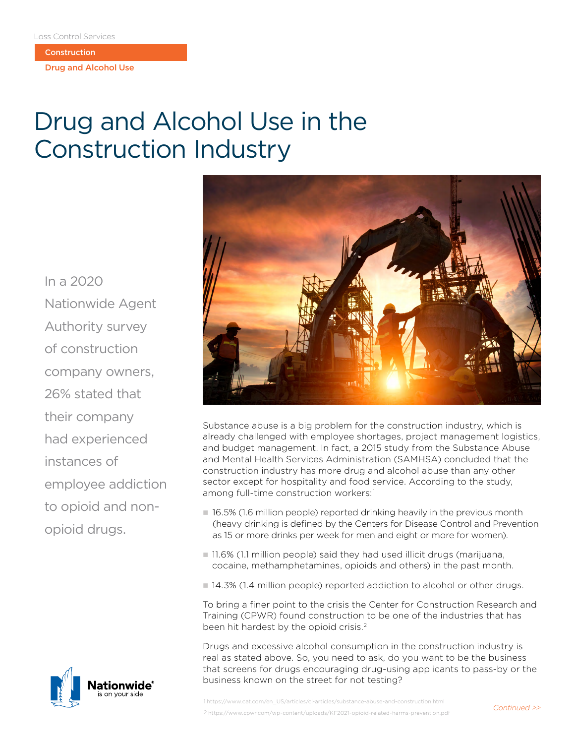Loss Control Services

**Construction**

**Drug and Alcohol Use**

# Drug and Alcohol Use in the Construction Industry

In a 2020 Nationwide Agent Authority survey of construction company owners, 26% stated that their company had experienced instances of employee addiction to opioid and non-opioid drugs.

Substance abuse is a big problem for the construction industry, which is already challenged with employee shortages, project management logistics, and budget management. In fact, a 2015 study from the Substance Abuse and Mental Health Services Administration (SAMHSA) concluded that the construction industry has more drug and alcohol abuse than any other sector except for hospitality and food service. According to the study, among full-time construction workers:[1]

- 16.5% (1.6 million people) reported drinking heavily in the previous month (heavy drinking is defined by the Centers for Disease Control and Prevention as 15 or more drinks per week for men and eight or more for women).
- 11.6% (1.1 million people) said they had used illicit drugs (marijuana, cocaine, methamphetamines, opioids and others) in the past month.
- 14.3% (1.4 million people) reported addiction to alcohol or other drugs.

To bring a finer point to the crisis the Center for Construction Research and Training (CPWR) found construction to be one of the industries that has been hit hardest by the opioid crisis.[2]

Drugs and excessive alcohol consumption in the construction industry is real as stated above. So, you need to ask, do you want to be the business that screens for drugs encouraging drug-using applicants to pass-by or the business known on the street for not testing?

1 https://www.cat.com/en_US/articles/ci-articles/substance-abuse-and-construction.html

2 https://www.cpwr.com/wp-content/uploads/KF2021-opioid-related-harms-prevention.pdf

*Continued >>*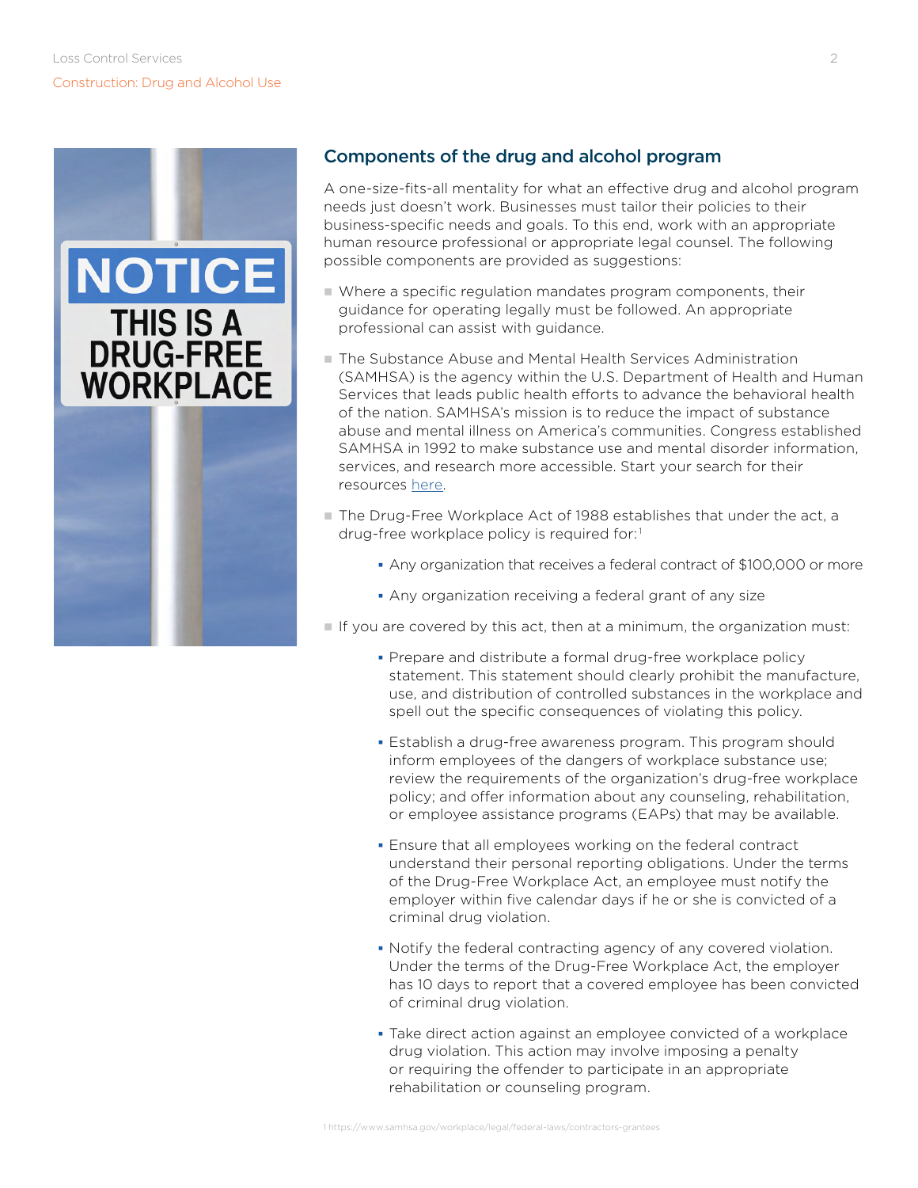## Components of the drug and alcohol program

A one-size-fits-all mentality for what an effective drug and alcohol program needs just doesn't work. Businesses must tailor their policies to their business-specific needs and goals. To this end, work with an appropriate human resource professional or appropriate legal counsel. The following possible components are provided as suggestions:

- Where a specific regulation mandates program components, their guidance for operating legally must be followed. An appropriate professional can assist with guidance.
- The Substance Abuse and Mental Health Services Administration (SAMHSA) is the agency within the U.S. Department of Health and Human Services that leads public health efforts to advance the behavioral health of the nation. SAMHSA's mission is to reduce the impact of substance abuse and mental illness on America's communities. Congress established SAMHSA in 1992 to make substance use and mental disorder information, services, and research more accessible. Start your search for their resources here.
- The Drug-Free Workplace Act of 1988 establishes that under the act, a drug-free workplace policy is required for:[1]
  - Any organization that receives a federal contract of $100,000 or more
  - Any organization receiving a federal grant of any size
- If you are covered by this act, then at a minimum, the organization must:
  - Prepare and distribute a formal drug-free workplace policy statement. This statement should clearly prohibit the manufacture, use, and distribution of controlled substances in the workplace and spell out the specific consequences of violating this policy.
  - Establish a drug-free awareness program. This program should inform employees of the dangers of workplace substance use; review the requirements of the organization's drug-free workplace policy; and offer information about any counseling, rehabilitation, or employee assistance programs (EAPs) that may be available.
  - Ensure that all employees working on the federal contract understand their personal reporting obligations. Under the terms of the Drug-Free Workplace Act, an employee must notify the employer within five calendar days if he or she is convicted of a criminal drug violation.
  - Notify the federal contracting agency of any covered violation. Under the terms of the Drug-Free Workplace Act, the employer has 10 days to report that a covered employee has been convicted of criminal drug violation.
  - Take direct action against an employee convicted of a workplace drug violation. This action may involve imposing a penalty or requiring the offender to participate in an appropriate rehabilitation or counseling program.

1 https://www.samhsa.gov/workplace/legal/federal-laws/contractors-grantees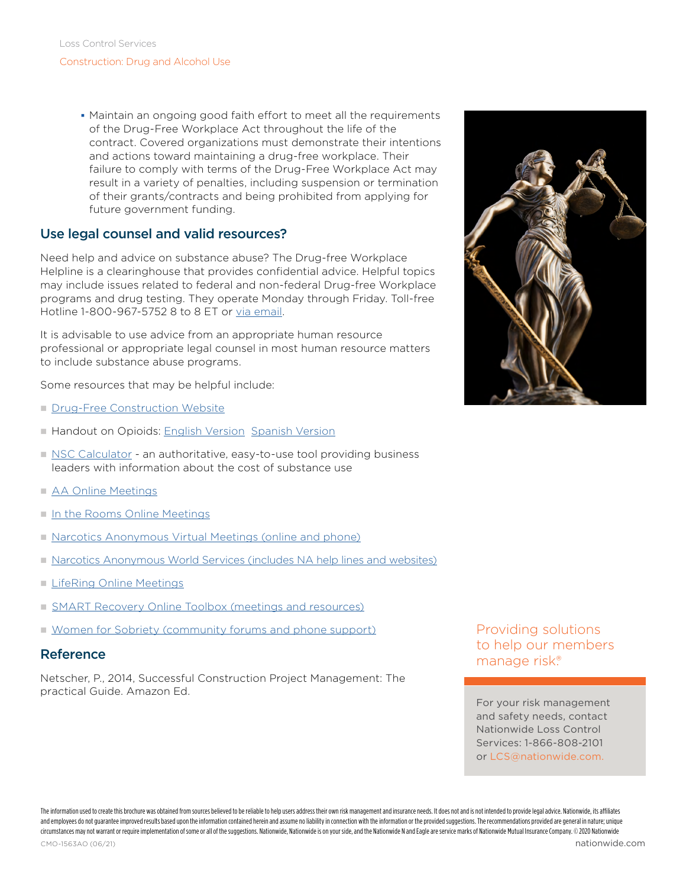- Maintain an ongoing good faith effort to meet all the requirements of the Drug-Free Workplace Act throughout the life of the contract. Covered organizations must demonstrate their intentions and actions toward maintaining a drug-free workplace. Their failure to comply with terms of the Drug-Free Workplace Act may result in a variety of penalties, including suspension or termination of their grants/contracts and being prohibited from applying for future government funding.

## Use legal counsel and valid resources?

Need help and advice on substance abuse? The Drug-free Workplace Helpline is a clearinghouse that provides confidential advice. Helpful topics may include issues related to federal and non-federal Drug-free Workplace programs and drug testing. They operate Monday through Friday. Toll-free Hotline 1-800-967-5752 8 to 8 ET or via email.

It is advisable to use advice from an appropriate human resource professional or appropriate legal counsel in most human resource matters to include substance abuse programs.

Some resources that may be helpful include:

- Drug-Free Construction Website
- Handout on Opioids: English Version Spanish Version
- NSC Calculator - an authoritative, easy-to-use tool providing business leaders with information about the cost of substance use
- AA Online Meetings
- In the Rooms Online Meetings
- Narcotics Anonymous Virtual Meetings (online and phone)
- Narcotics Anonymous World Services (includes NA help lines and websites)
- LifeRing Online Meetings
- SMART Recovery Online Toolbox (meetings and resources)
- Women for Sobriety (community forums and phone support)

## Reference

Netscher, P., 2014, Successful Construction Project Management: The practical Guide. Amazon Ed.

Providing solutions to help our members manage risk.®

For your risk management and safety needs, contact Nationwide Loss Control Services: 1-866-808-2101 or LCS@nationwide.com.

The information used to create this brochure was obtained from sources believed to be reliable to help users address their own risk management and insurance needs. It does not and is not intended to provide legal advice. Nationwide, its affiliates and employees do not guarantee improved results based upon the information contained herein and assume no liability in connection with the information or the provided suggestions. The recommendations provided are general in nature; unique circumstances may not warrant or require implementation of some or all of the suggestions. Nationwide, Nationwide is on your side, and the Nationwide N and Eagle are service marks of Nationwide Mutual Insurance Company. © 2020 Nationwide

CMO-1563AO (06/21)